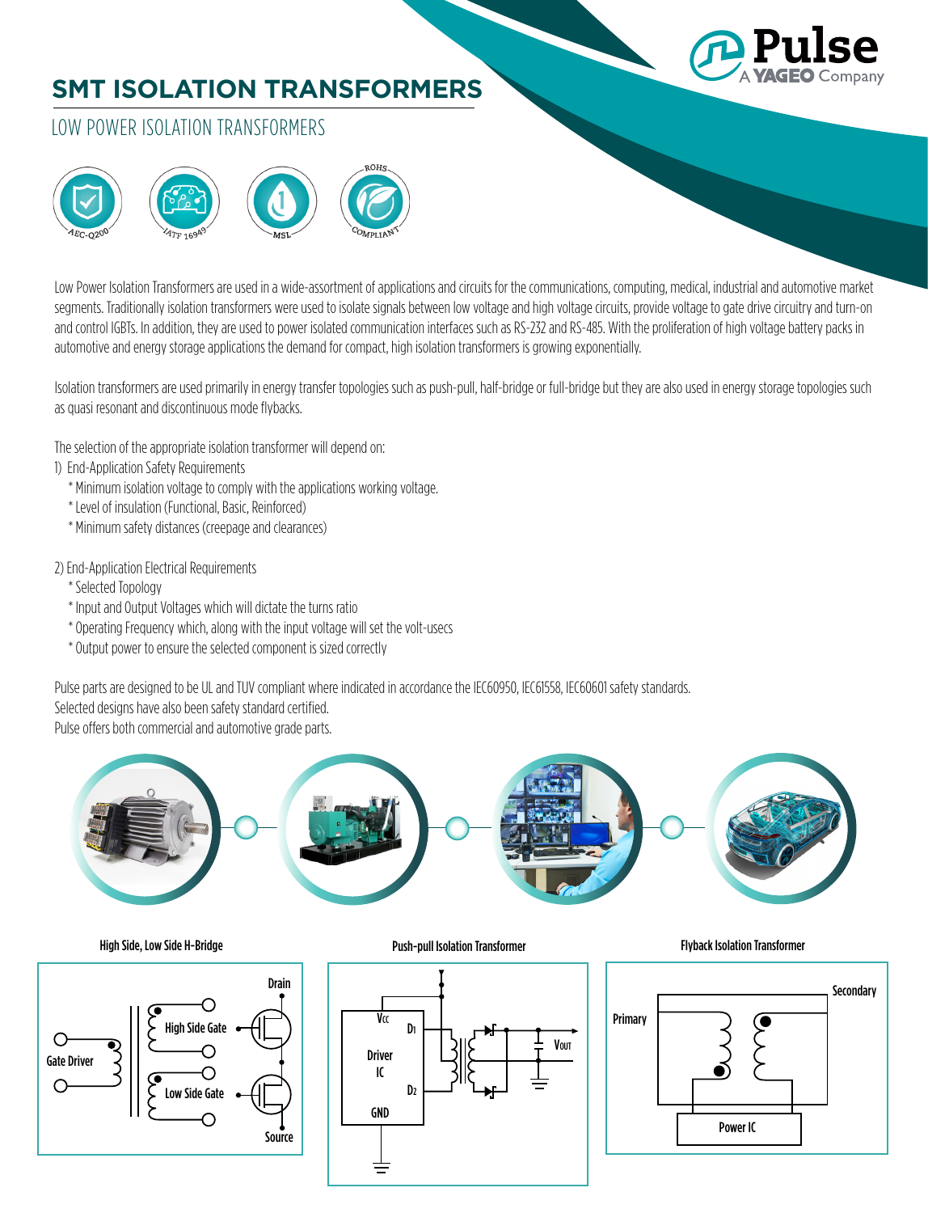# SMT ISOLATION TRANSFORMERS

## LOW POWER ISOLATION TRANSFORMERS

AEC-Q200 | IATF 16949 | MSL | ROHS COMPLIANT

Low Power Isolation Transformers are used in a wide-assortment of applications and circuits for the communications, computing, medical, industrial and automotive market segments. Traditionally isolation transformers were used to isolate signals between low voltage and high voltage circuits, provide voltage to gate drive circuitry and turn-on and control IGBTs. In addition, they are used to power isolated communication interfaces such as RS-232 and RS-485. With the proliferation of high voltage battery packs in automotive and energy storage applications the demand for compact, high isolation transformers is growing exponentially.

Isolation transformers are used primarily in energy transfer topologies such as push-pull, half-bridge or full-bridge but they are also used in energy storage topologies such as quasi resonant and discontinuous mode flybacks.

The selection of the appropriate isolation transformer will depend on:

1) End-Application Safety Requirements
   * Minimum isolation voltage to comply with the applications working voltage.
   * Level of insulation (Functional, Basic, Reinforced)
   * Minimum safety distances (creepage and clearances)

2) End-Application Electrical Requirements
   * Selected Topology
   * Input and Output Voltages which will dictate the turns ratio
   * Operating Frequency which, along with the input voltage will set the volt-usecs
   * Output power to ensure the selected component is sized correctly

Pulse parts are designed to be UL and TUV compliant where indicated in accordance the IEC60950, IEC61558, IEC60601 safety standards.
Selected designs have also been safety standard certified.
Pulse offers both commercial and automotive grade parts.

**High Side, Low Side H-Bridge**

Gate Driver, High Side Gate, Low Side Gate, Drain, Source

**Push-pull Isolation Transformer**

Driver IC, Vcc, GND, $D_1$, $D_2$, $V_{OUT}$

**Flyback Isolation Transformer**

Primary, Secondary, Power IC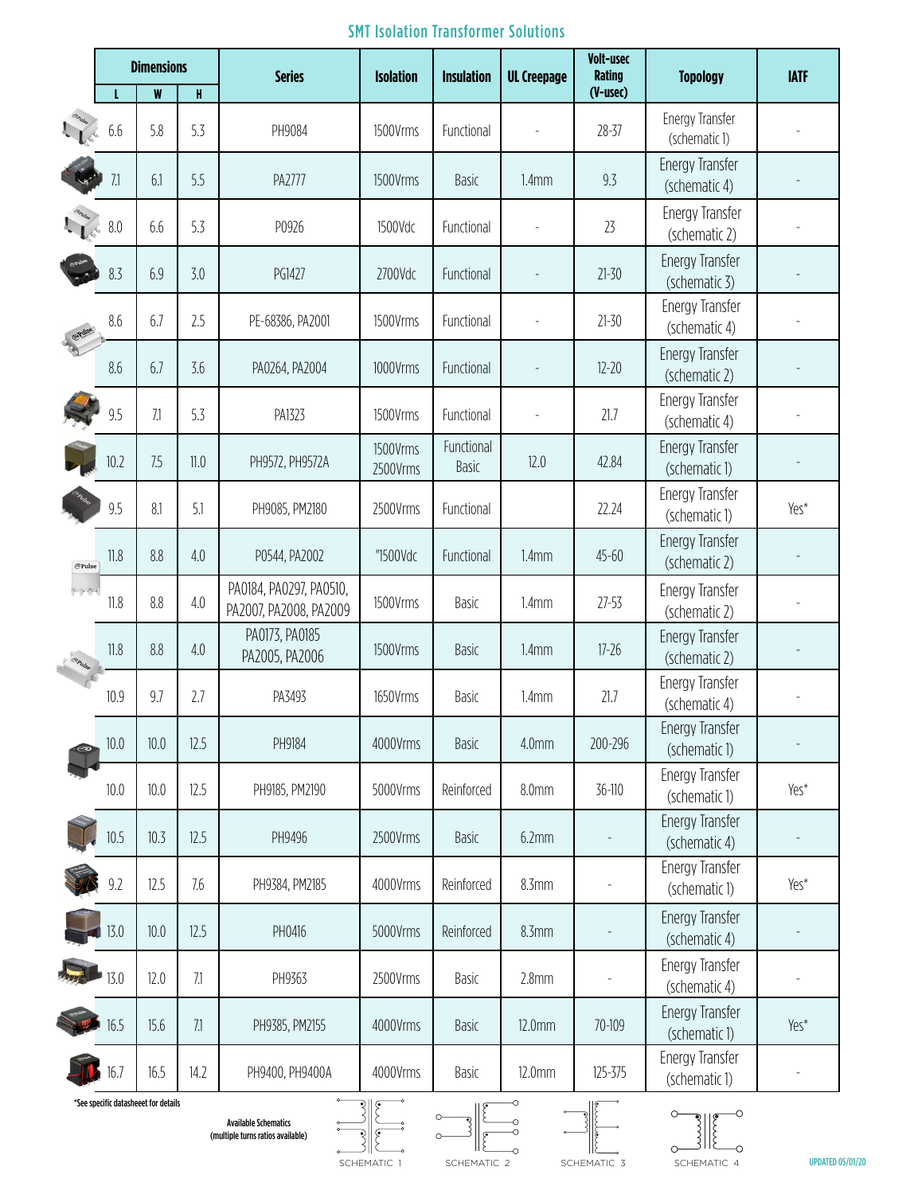## SMT Isolation Transformer Solutions

| Dimensions | | | Series | Isolation | Insulation | UL Creepage | Volt-usec Rating (V-usec) | Topology | IATF |
|---|---|---|---|---|---|---|---|---|---|
| L | W | H | | | | | | | |
| 6.6 | 5.8 | 5.3 | PH9084 | 1500Vrms | Functional | - | 28-37 | Energy Transfer (schematic 1) | - |
| 7.1 | 6.1 | 5.5 | PA2777 | 1500Vrms | Basic | 1.4mm | 9.3 | Energy Transfer (schematic 4) | - |
| 8.0 | 6.6 | 5.3 | P0926 | 1500Vdc | Functional | - | 23 | Energy Transfer (schematic 2) | - |
| 8.3 | 6.9 | 3.0 | PG1427 | 2700Vdc | Functional | - | 21-30 | Energy Transfer (schematic 3) | - |
| 8.6 | 6.7 | 2.5 | PE-68386, PA2001 | 1500Vrms | Functional | - | 21-30 | Energy Transfer (schematic 4) | - |
| 8.6 | 6.7 | 3.6 | PA0264, PA2004 | 1000Vrms | Functional | - | 12-20 | Energy Transfer (schematic 2) | - |
| 9.5 | 7.1 | 5.3 | PA1323 | 1500Vrms | Functional | - | 21.7 | Energy Transfer (schematic 4) | - |
| 10.2 | 7.5 | 11.0 | PH9572, PH9572A | 1500Vrms 2500Vrms | Functional Basic | 12.0 | 42.84 | Energy Transfer (schematic 1) | - |
| 9.5 | 8.1 | 5.1 | PH9085, PM2180 | 2500Vrms | Functional | | 22.24 | Energy Transfer (schematic 1) | Yes* |
| 11.8 | 8.8 | 4.0 | P0544, PA2002 | "1500Vdc | Functional | 1.4mm | 45-60 | Energy Transfer (schematic 2) | - |
| 11.8 | 8.8 | 4.0 | PA0184, PA0297, PA0510, PA2007, PA2008, PA2009 | 1500Vrms | Basic | 1.4mm | 27-53 | Energy Transfer (schematic 2) | - |
| 11.8 | 8.8 | 4.0 | PA0173, PA0185 PA2005, PA2006 | 1500Vrms | Basic | 1.4mm | 17-26 | Energy Transfer (schematic 2) | - |
| 10.9 | 9.7 | 2.7 | PA3493 | 1650Vrms | Basic | 1.4mm | 21.7 | Energy Transfer (schematic 4) | - |
| 10.0 | 10.0 | 12.5 | PH9184 | 4000Vrms | Basic | 4.0mm | 200-296 | Energy Transfer (schematic 1) | - |
| 10.0 | 10.0 | 12.5 | PH9185, PM2190 | 5000Vrms | Reinforced | 8.0mm | 36-110 | Energy Transfer (schematic 1) | Yes* |
| 10.5 | 10.3 | 12.5 | PH9496 | 2500Vrms | Basic | 6.2mm | - | Energy Transfer (schematic 4) | - |
| 9.2 | 12.5 | 7.6 | PH9384, PM2185 | 4000Vrms | Reinforced | 8.3mm | - | Energy Transfer (schematic 1) | Yes* |
| 13.0 | 10.0 | 12.5 | PH0416 | 5000Vrms | Reinforced | 8.3mm | - | Energy Transfer (schematic 4) | - |
| 13.0 | 12.0 | 7.1 | PH9363 | 2500Vrms | Basic | 2.8mm | - | Energy Transfer (schematic 4) | - |
| 16.5 | 15.6 | 7.1 | PH9385, PM2155 | 4000Vrms | Basic | 12.0mm | 70-109 | Energy Transfer (schematic 1) | Yes* |
| 16.7 | 16.5 | 14.2 | PH9400, PH9400A | 4000Vrms | Basic | 12.0mm | 125-375 | Energy Transfer (schematic 1) | - |

*See specific datasheeet for details

Available Schematics
(multiple turns ratios available)

SCHEMATIC 1 SCHEMATIC 2 SCHEMATIC 3 SCHEMATIC 4

UPDATED 05/01/20